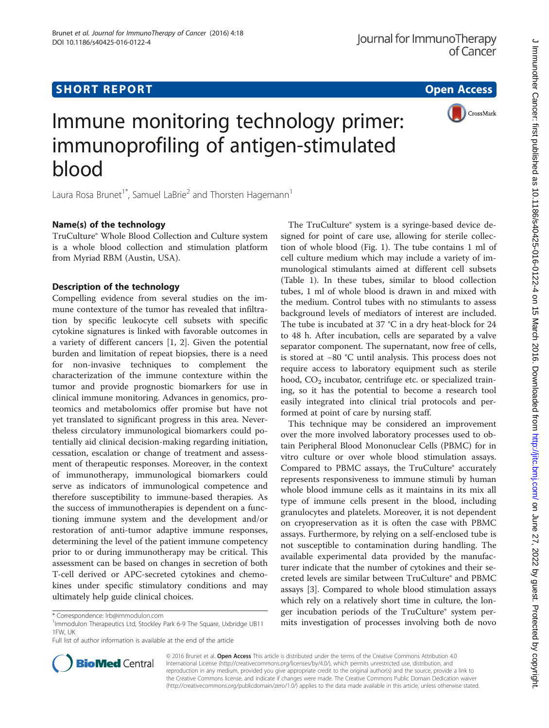SHORT REPORT

Open Access

# Immune monitoring technology primer: immunoprofiling of antigen-stimulated blood

Laura Rosa Brunet[1*], Samuel LaBrie[2] and Thorsten Hagemann[1]

## Name(s) of the technology

TruCulture® Whole Blood Collection and Culture system is a whole blood collection and stimulation platform from Myriad RBM (Austin, USA).

## Description of the technology

Compelling evidence from several studies on the immune contexture of the tumor has revealed that infiltration by specific leukocyte cell subsets with specific cytokine signatures is linked with favorable outcomes in a variety of different cancers [1, 2]. Given the potential burden and limitation of repeat biopsies, there is a need for non-invasive techniques to complement the characterization of the immune contexture within the tumor and provide prognostic biomarkers for use in clinical immune monitoring. Advances in genomics, proteomics and metabolomics offer promise but have not yet translated to significant progress in this area. Nevertheless circulatory immunological biomarkers could potentially aid clinical decision-making regarding initiation, cessation, escalation or change of treatment and assessment of therapeutic responses. Moreover, in the context of immunotherapy, immunological biomarkers could serve as indicators of immunological competence and therefore susceptibility to immune-based therapies. As the success of immunotherapies is dependent on a functioning immune system and the development and/or restoration of anti-tumor adaptive immune responses, determining the level of the patient immune competency prior to or during immunotherapy may be critical. This assessment can be based on changes in secretion of both T-cell derived or APC-secreted cytokines and chemokines under specific stimulatory conditions and may ultimately help guide clinical choices.

The TruCulture® system is a syringe-based device designed for point of care use, allowing for sterile collection of whole blood (Fig. 1). The tube contains 1 ml of cell culture medium which may include a variety of immunological stimulants aimed at different cell subsets (Table 1). In these tubes, similar to blood collection tubes, 1 ml of whole blood is drawn in and mixed with the medium. Control tubes with no stimulants to assess background levels of mediators of interest are included. The tube is incubated at 37 °C in a dry heat-block for 24 to 48 h. After incubation, cells are separated by a valve separator component. The supernatant, now free of cells, is stored at −80 °C until analysis. This process does not require access to laboratory equipment such as sterile hood, $CO_2$ incubator, centrifuge etc. or specialized training, so it has the potential to become a research tool easily integrated into clinical trial protocols and performed at point of care by nursing staff.

This technique may be considered an improvement over the more involved laboratory processes used to obtain Peripheral Blood Mononuclear Cells (PBMC) for in vitro culture or over whole blood stimulation assays. Compared to PBMC assays, the TruCulture® accurately represents responsiveness to immune stimuli by human whole blood immune cells as it maintains in its mix all type of immune cells present in the blood, including granulocytes and platelets. Moreover, it is not dependent on cryopreservation as it is often the case with PBMC assays. Furthermore, by relying on a self-enclosed tube is not susceptible to contamination during handling. The available experimental data provided by the manufacturer indicate that the number of cytokines and their secreted levels are similar between TruCulture® and PBMC assays [3]. Compared to whole blood stimulation assays which rely on a relatively short time in culture, the longer incubation periods of the TruCulture® system permits investigation of processes involving both de novo

\* Correspondence: lrb@immodulon.com
[1]Immodulon Therapeutics Ltd, Stockley Park 6-9 The Square, Uxbridge UB11 1FW, UK
Full list of author information is available at the end of the article

© 2016 Brunet et al. **Open Access** This article is distributed under the terms of the Creative Commons Attribution 4.0 International License (http://creativecommons.org/licenses/by/4.0/), which permits unrestricted use, distribution, and reproduction in any medium, provided you give appropriate credit to the original author(s) and the source, provide a link to the Creative Commons license, and indicate if changes were made. The Creative Commons Public Domain Dedication waiver (http://creativecommons.org/publicdomain/zero/1.0/) applies to the data made available in this article, unless otherwise stated.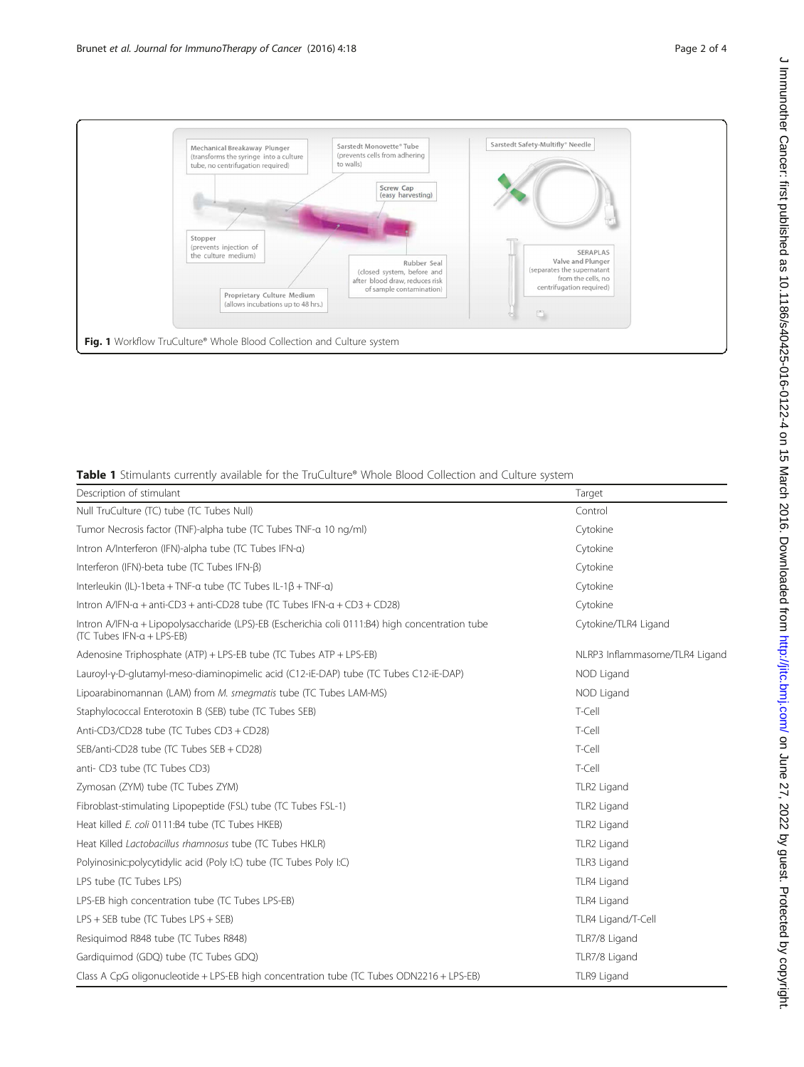Mechanical Breakaway Plunger (transforms the syringe into a culture tube, no centrifugation required)

Sarstedt Monovette® Tube (prevents cells from adhering to walls)

Screw Cap (easy harvesting)

Stopper (prevents injection of the culture medium)

Rubber Seal (closed system, before and after blood draw, reduces risk of sample contamination)

Proprietary Culture Medium (allows incubations up to 48 hrs.)

Sarstedt Safety-Multifly® Needle

SERAPLAS Valve and Plunger (separates the supernatant from the cells, no centrifugation required)

**Fig. 1** Workflow TruCulture® Whole Blood Collection and Culture system

**Table 1** Stimulants currently available for the TruCulture® Whole Blood Collection and Culture system

| Description of stimulant | Target |
|---|---|
| Null TruCulture (TC) tube (TC Tubes Null) | Control |
| Tumor Necrosis factor (TNF)-alpha tube (TC Tubes TNF-α 10 ng/ml) | Cytokine |
| Intron A/Interferon (IFN)-alpha tube (TC Tubes IFN-α) | Cytokine |
| Interferon (IFN)-beta tube (TC Tubes IFN-β) | Cytokine |
| Interleukin (IL)-1beta + TNF-α tube (TC Tubes IL-1β + TNF-α) | Cytokine |
| Intron A/IFN-α + anti-CD3 + anti-CD28 tube (TC Tubes IFN-α + CD3 + CD28) | Cytokine |
| Intron A/IFN-α + Lipopolysaccharide (LPS)-EB (Escherichia coli 0111:B4) high concentration tube (TC Tubes IFN-α + LPS-EB) | Cytokine/TLR4 Ligand |
| Adenosine Triphosphate (ATP) + LPS-EB tube (TC Tubes ATP + LPS-EB) | NLRP3 Inflammasome/TLR4 Ligand |
| Lauroyl-γ-D-glutamyl-meso-diaminopimelic acid (C12-iE-DAP) tube (TC Tubes C12-iE-DAP) | NOD Ligand |
| Lipoarabinomannan (LAM) from *M. smegmatis* tube (TC Tubes LAM-MS) | NOD Ligand |
| Staphylococcal Enterotoxin B (SEB) tube (TC Tubes SEB) | T-Cell |
| Anti-CD3/CD28 tube (TC Tubes CD3 + CD28) | T-Cell |
| SEB/anti-CD28 tube (TC Tubes SEB + CD28) | T-Cell |
| anti- CD3 tube (TC Tubes CD3) | T-Cell |
| Zymosan (ZYM) tube (TC Tubes ZYM) | TLR2 Ligand |
| Fibroblast-stimulating Lipopeptide (FSL) tube (TC Tubes FSL-1) | TLR2 Ligand |
| Heat killed *E. coli* 0111:B4 tube (TC Tubes HKEB) | TLR2 Ligand |
| Heat Killed *Lactobacillus rhamnosus* tube (TC Tubes HKLR) | TLR2 Ligand |
| Polyinosinic:polycytidylic acid (Poly I:C) tube (TC Tubes Poly I:C) | TLR3 Ligand |
| LPS tube (TC Tubes LPS) | TLR4 Ligand |
| LPS-EB high concentration tube (TC Tubes LPS-EB) | TLR4 Ligand |
| LPS + SEB tube (TC Tubes LPS + SEB) | TLR4 Ligand/T-Cell |
| Resiquimod R848 tube (TC Tubes R848) | TLR7/8 Ligand |
| Gardiquimod (GDQ) tube (TC Tubes GDQ) | TLR7/8 Ligand |
| Class A CpG oligonucleotide + LPS-EB high concentration tube (TC Tubes ODN2216 + LPS-EB) | TLR9 Ligand |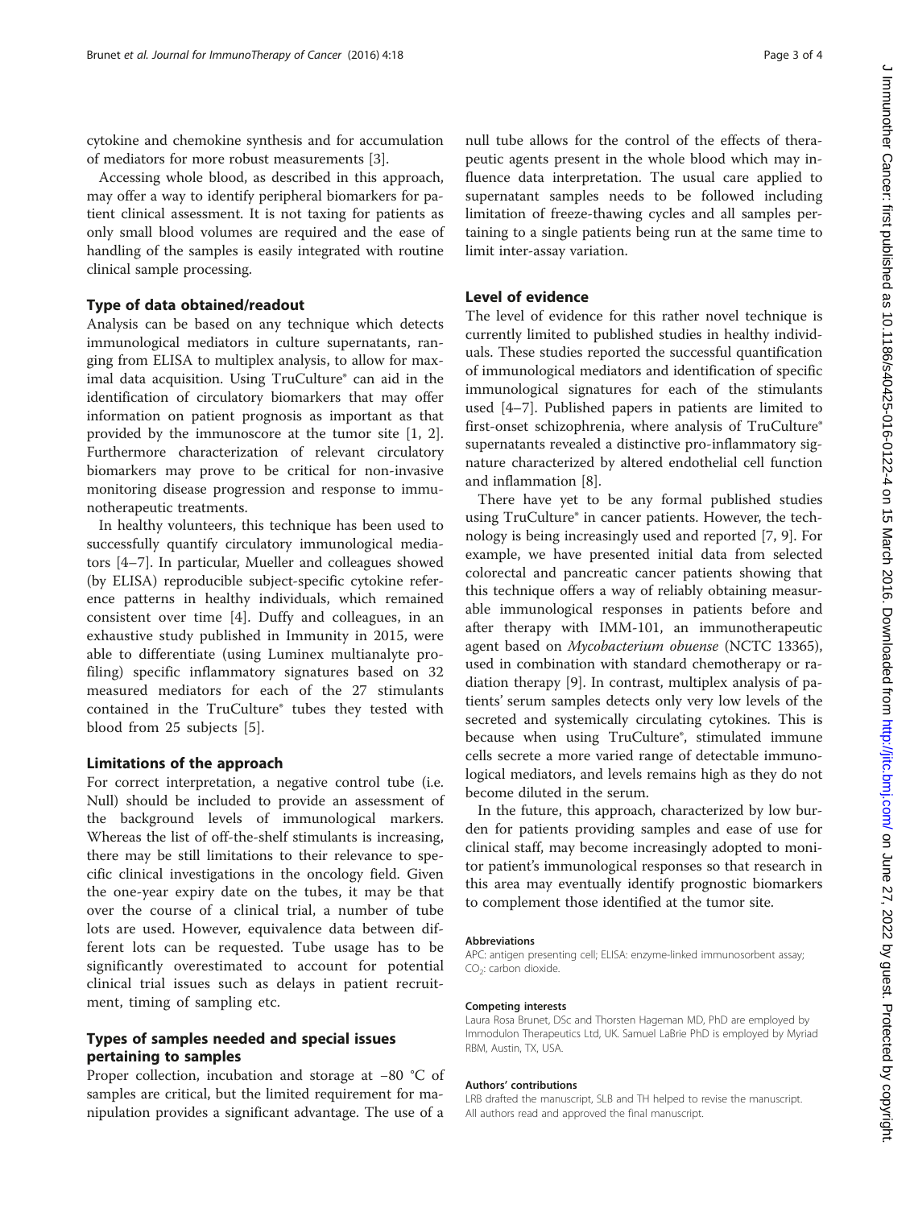cytokine and chemokine synthesis and for accumulation of mediators for more robust measurements [3].

Accessing whole blood, as described in this approach, may offer a way to identify peripheral biomarkers for patient clinical assessment. It is not taxing for patients as only small blood volumes are required and the ease of handling of the samples is easily integrated with routine clinical sample processing.

### Type of data obtained/readout

Analysis can be based on any technique which detects immunological mediators in culture supernatants, ranging from ELISA to multiplex analysis, to allow for maximal data acquisition. Using TruCulture® can aid in the identification of circulatory biomarkers that may offer information on patient prognosis as important as that provided by the immunoscore at the tumor site [1, 2]. Furthermore characterization of relevant circulatory biomarkers may prove to be critical for non-invasive monitoring disease progression and response to immunotherapeutic treatments.

In healthy volunteers, this technique has been used to successfully quantify circulatory immunological mediators [4–7]. In particular, Mueller and colleagues showed (by ELISA) reproducible subject-specific cytokine reference patterns in healthy individuals, which remained consistent over time [4]. Duffy and colleagues, in an exhaustive study published in Immunity in 2015, were able to differentiate (using Luminex multianalyte profiling) specific inflammatory signatures based on 32 measured mediators for each of the 27 stimulants contained in the TruCulture® tubes they tested with blood from 25 subjects [5].

### Limitations of the approach

For correct interpretation, a negative control tube (i.e. Null) should be included to provide an assessment of the background levels of immunological markers. Whereas the list of off-the-shelf stimulants is increasing, there may be still limitations to their relevance to specific clinical investigations in the oncology field. Given the one-year expiry date on the tubes, it may be that over the course of a clinical trial, a number of tube lots are used. However, equivalence data between different lots can be requested. Tube usage has to be significantly overestimated to account for potential clinical trial issues such as delays in patient recruitment, timing of sampling etc.

### Types of samples needed and special issues pertaining to samples

Proper collection, incubation and storage at −80 °C of samples are critical, but the limited requirement for manipulation provides a significant advantage. The use of a null tube allows for the control of the effects of therapeutic agents present in the whole blood which may influence data interpretation. The usual care applied to supernatant samples needs to be followed including limitation of freeze-thawing cycles and all samples pertaining to a single patients being run at the same time to limit inter-assay variation.

### Level of evidence

The level of evidence for this rather novel technique is currently limited to published studies in healthy individuals. These studies reported the successful quantification of immunological mediators and identification of specific immunological signatures for each of the stimulants used [4–7]. Published papers in patients are limited to first-onset schizophrenia, where analysis of TruCulture® supernatants revealed a distinctive pro-inflammatory signature characterized by altered endothelial cell function and inflammation [8].

There have yet to be any formal published studies using TruCulture® in cancer patients. However, the technology is being increasingly used and reported [7, 9]. For example, we have presented initial data from selected colorectal and pancreatic cancer patients showing that this technique offers a way of reliably obtaining measurable immunological responses in patients before and after therapy with IMM-101, an immunotherapeutic agent based on *Mycobacterium obuense* (NCTC 13365), used in combination with standard chemotherapy or radiation therapy [9]. In contrast, multiplex analysis of patients' serum samples detects only very low levels of the secreted and systemically circulating cytokines. This is because when using TruCulture®, stimulated immune cells secrete a more varied range of detectable immunological mediators, and levels remains high as they do not become diluted in the serum.

In the future, this approach, characterized by low burden for patients providing samples and ease of use for clinical staff, may become increasingly adopted to monitor patient's immunological responses so that research in this area may eventually identify prognostic biomarkers to complement those identified at the tumor site.

#### Abbreviations

APC: antigen presenting cell; ELISA: enzyme-linked immunosorbent assay; $CO_2$: carbon dioxide.

#### Competing interests

Laura Rosa Brunet, DSc and Thorsten Hageman MD, PhD are employed by Immodulon Therapeutics Ltd, UK. Samuel LaBrie PhD is employed by Myriad RBM, Austin, TX, USA.

#### Authors' contributions

LRB drafted the manuscript, SLB and TH helped to revise the manuscript. All authors read and approved the final manuscript.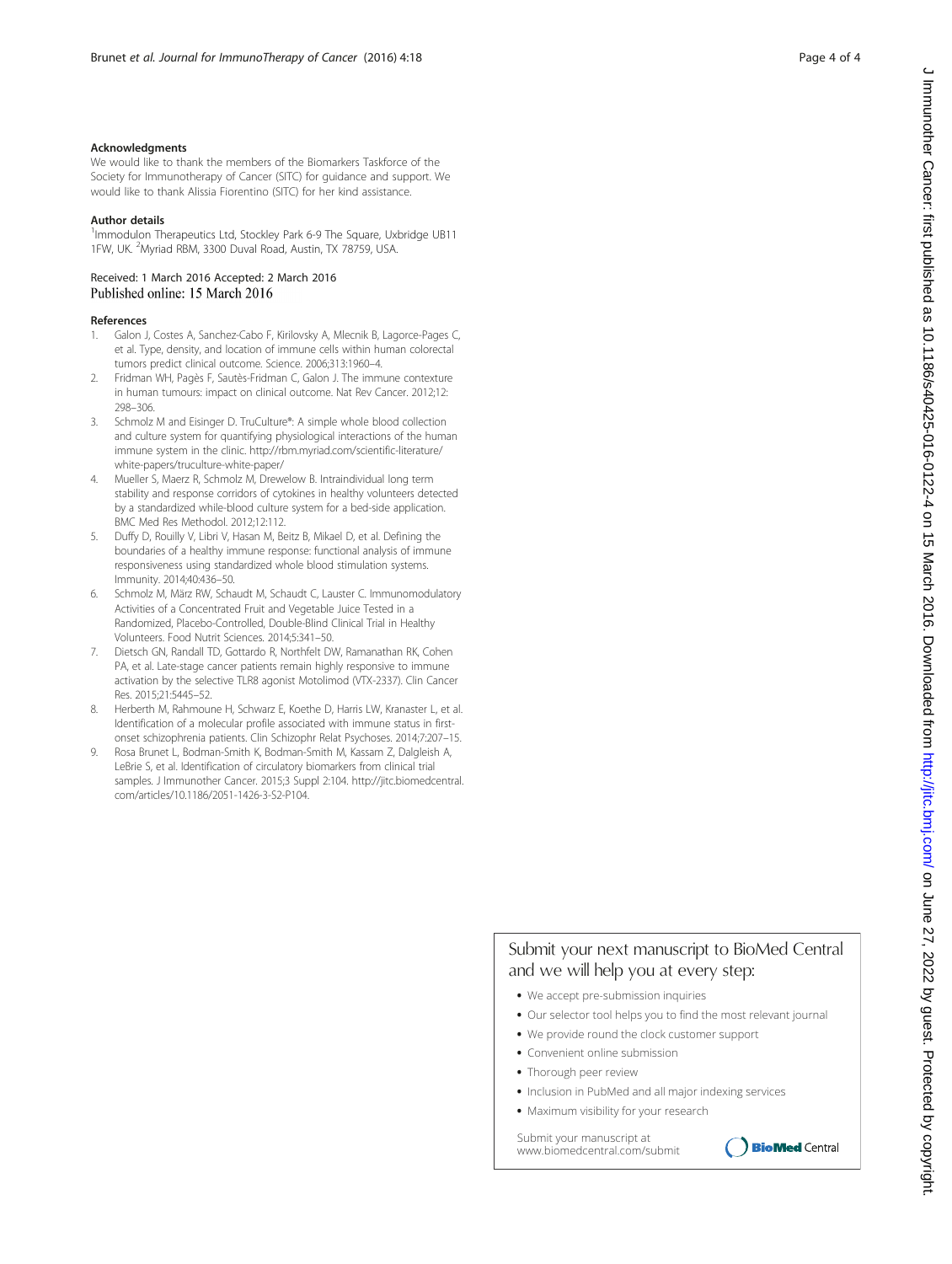### Acknowledgments

We would like to thank the members of the Biomarkers Taskforce of the Society for Immunotherapy of Cancer (SITC) for guidance and support. We would like to thank Alissia Fiorentino (SITC) for her kind assistance.

### Author details

[1]Immodulon Therapeutics Ltd, Stockley Park 6-9 The Square, Uxbridge UB11 1FW, UK. [2]Myriad RBM, 3300 Duval Road, Austin, TX 78759, USA.

Received: 1 March 2016 Accepted: 2 March 2016
Published online: 15 March 2016

### References

1. Galon J, Costes A, Sanchez-Cabo F, Kirilovsky A, Mlecnik B, Lagorce-Pages C, et al. Type, density, and location of immune cells within human colorectal tumors predict clinical outcome. Science. 2006;313:1960–4.
2. Fridman WH, Pagès F, Sautès-Fridman C, Galon J. The immune contexture in human tumours: impact on clinical outcome. Nat Rev Cancer. 2012;12:298–306.
3. Schmolz M and Eisinger D. TruCulture®: A simple whole blood collection and culture system for quantifying physiological interactions of the human immune system in the clinic. http://rbm.myriad.com/scientific-literature/white-papers/truculture-white-paper/
4. Mueller S, Maerz R, Schmolz M, Drewelow B. Intraindividual long term stability and response corridors of cytokines in healthy volunteers detected by a standardized while-blood culture system for a bed-side application. BMC Med Res Methodol. 2012;12:112.
5. Duffy D, Rouilly V, Libri V, Hasan M, Beitz B, Mikael D, et al. Defining the boundaries of a healthy immune response: functional analysis of immune responsiveness using standardized whole blood stimulation systems. Immunity. 2014;40:436–50.
6. Schmolz M, März RW, Schaudt M, Schaudt C, Lauster C. Immunomodulatory Activities of a Concentrated Fruit and Vegetable Juice Tested in a Randomized, Placebo-Controlled, Double-Blind Clinical Trial in Healthy Volunteers. Food Nutrit Sciences. 2014;5:341–50.
7. Dietsch GN, Randall TD, Gottardo R, Northfelt DW, Ramanathan RK, Cohen PA, et al. Late-stage cancer patients remain highly responsive to immune activation by the selective TLR8 agonist Motolimod (VTX-2337). Clin Cancer Res. 2015;21:5445–52.
8. Herberth M, Rahmoune H, Schwarz E, Koethe D, Harris LW, Kranaster L, et al. Identification of a molecular profile associated with immune status in first-onset schizophrenia patients. Clin Schizophr Relat Psychoses. 2014;7:207–15.
9. Rosa Brunet L, Bodman-Smith K, Bodman-Smith M, Kassam Z, Dalgleish A, LeBrie S, et al. Identification of circulatory biomarkers from clinical trial samples. J Immunother Cancer. 2015;3 Suppl 2:104. http://jitc.biomedcentral.com/articles/10.1186/2051-1426-3-S2-P104.